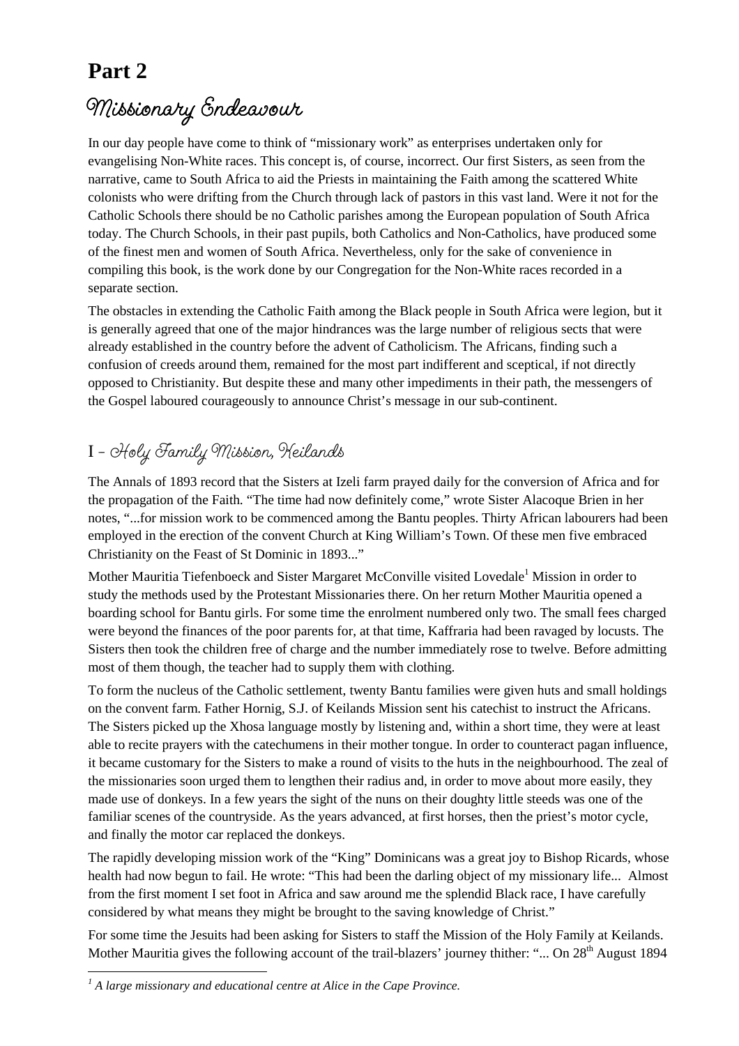# Part 2

## Missionary Endeavour

In our day people have come to think of "missionary work" as enterprises undertaken only for evangelising Non-White races. This concept is, of course, incorrect. Our first Sisters, as seen from the narrative, came to South Africa to aid the Priests in maintaining the Faith among the scattered White colonists who were drifting from the Church through lack of pastors in this vast land. Were it not for the Catholic Schools there should be no Catholic parishes among the European population of South Africa today. The Church Schools, in their past pupils, both Catholics and Non-Catholics, have produced some of the finest men and women of South Africa. Nevertheless, only for the sake of convenience in compiling this book, is the work done by our Congregation for the Non-White races recorded in a separate section.

The obstacles in extending the Catholic Faith among the Black people in South Africa were legion, but it is generally agreed that one of the major hindrances was the large number of religious sects that were already established in the country before the advent of Catholicism. The Africans, finding such a confusion of creeds around them, remained for the most part indifferent and sceptical, if not directly opposed to Christianity. But despite these and many other impediments in their path, the messengers of the Gospel laboured courageously to announce Christ's message in our sub-continent.

### I – Holy Family Mission, Keilands

The Annals of 1893 record that the Sisters at Izeli farm prayed daily for the conversion of Africa and for the propagation of the Faith. "The time had now definitely come," wrote Sister Alacoque Brien in her notes, "...for mission work to be commenced among the Bantu peoples. Thirty African labourers had been employed in the erection of the convent Church at King William's Town. Of these men five embraced Christianity on the Feast of St Dominic in 1893..."

Mother Mauritia Tiefenboeck and Sister Margaret McConville visited Lovedale[1] Mission in order to study the methods used by the Protestant Missionaries there. On her return Mother Mauritia opened a boarding school for Bantu girls. For some time the enrolment numbered only two. The small fees charged were beyond the finances of the poor parents for, at that time, Kaffraria had been ravaged by locusts. The Sisters then took the children free of charge and the number immediately rose to twelve. Before admitting most of them though, the teacher had to supply them with clothing.

To form the nucleus of the Catholic settlement, twenty Bantu families were given huts and small holdings on the convent farm. Father Hornig, S.J. of Keilands Mission sent his catechist to instruct the Africans. The Sisters picked up the Xhosa language mostly by listening and, within a short time, they were at least able to recite prayers with the catechumens in their mother tongue. In order to counteract pagan influence, it became customary for the Sisters to make a round of visits to the huts in the neighbourhood. The zeal of the missionaries soon urged them to lengthen their radius and, in order to move about more easily, they made use of donkeys. In a few years the sight of the nuns on their doughty little steeds was one of the familiar scenes of the countryside. As the years advanced, at first horses, then the priest's motor cycle, and finally the motor car replaced the donkeys.

The rapidly developing mission work of the "King" Dominicans was a great joy to Bishop Ricards, whose health had now begun to fail. He wrote: "This had been the darling object of my missionary life... Almost from the first moment I set foot in Africa and saw around me the splendid Black race, I have carefully considered by what means they might be brought to the saving knowledge of Christ."

For some time the Jesuits had been asking for Sisters to staff the Mission of the Holy Family at Keilands. Mother Mauritia gives the following account of the trail-blazers' journey thither: "... On 28th August 1894

---

*[1] A large missionary and educational centre at Alice in the Cape Province.*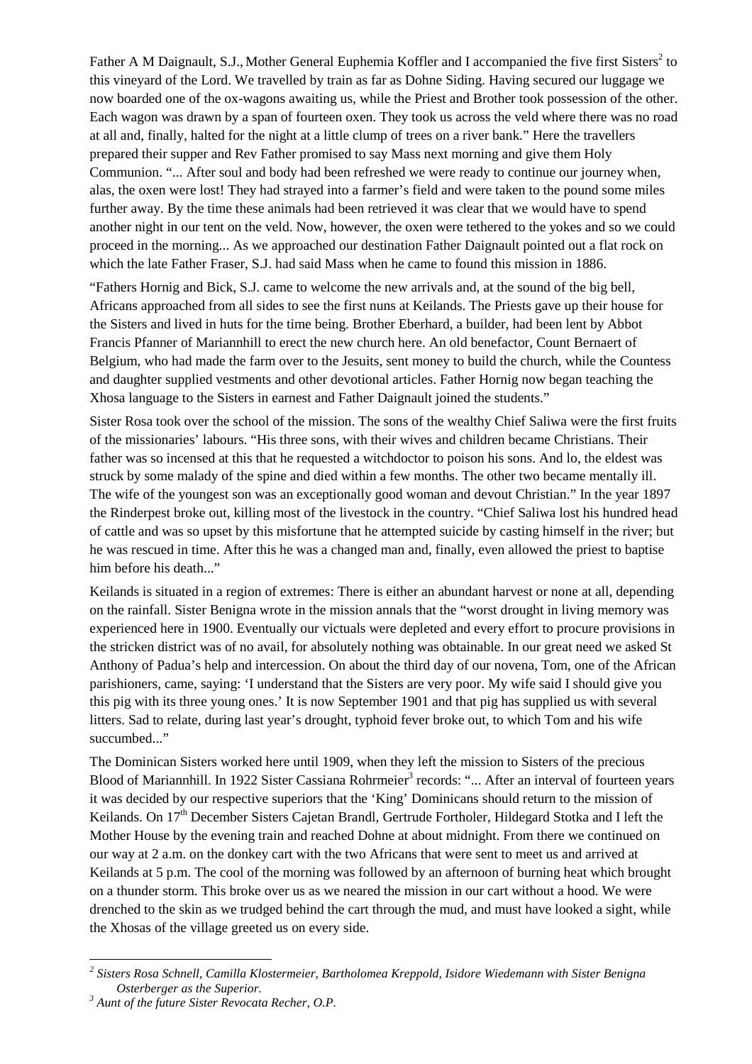Father A M Daignault, S.J., Mother General Euphemia Koffler and I accompanied the five first Sisters[2] to this vineyard of the Lord. We travelled by train as far as Dohne Siding. Having secured our luggage we now boarded one of the ox-wagons awaiting us, while the Priest and Brother took possession of the other. Each wagon was drawn by a span of fourteen oxen. They took us across the veld where there was no road at all and, finally, halted for the night at a little clump of trees on a river bank." Here the travellers prepared their supper and Rev Father promised to say Mass next morning and give them Holy Communion. "... After soul and body had been refreshed we were ready to continue our journey when, alas, the oxen were lost! They had strayed into a farmer's field and were taken to the pound some miles further away. By the time these animals had been retrieved it was clear that we would have to spend another night in our tent on the veld. Now, however, the oxen were tethered to the yokes and so we could proceed in the morning... As we approached our destination Father Daignault pointed out a flat rock on which the late Father Fraser, S.J. had said Mass when he came to found this mission in 1886.

"Fathers Hornig and Bick, S.J. came to welcome the new arrivals and, at the sound of the big bell, Africans approached from all sides to see the first nuns at Keilands. The Priests gave up their house for the Sisters and lived in huts for the time being. Brother Eberhard, a builder, had been lent by Abbot Francis Pfanner of Mariannhill to erect the new church here. An old benefactor, Count Bernaert of Belgium, who had made the farm over to the Jesuits, sent money to build the church, while the Countess and daughter supplied vestments and other devotional articles. Father Hornig now began teaching the Xhosa language to the Sisters in earnest and Father Daignault joined the students."

Sister Rosa took over the school of the mission. The sons of the wealthy Chief Saliwa were the first fruits of the missionaries' labours. "His three sons, with their wives and children became Christians. Their father was so incensed at this that he requested a witchdoctor to poison his sons. And lo, the eldest was struck by some malady of the spine and died within a few months. The other two became mentally ill. The wife of the youngest son was an exceptionally good woman and devout Christian." In the year 1897 the Rinderpest broke out, killing most of the livestock in the country. "Chief Saliwa lost his hundred head of cattle and was so upset by this misfortune that he attempted suicide by casting himself in the river; but he was rescued in time. After this he was a changed man and, finally, even allowed the priest to baptise him before his death..."

Keilands is situated in a region of extremes: There is either an abundant harvest or none at all, depending on the rainfall. Sister Benigna wrote in the mission annals that the "worst drought in living memory was experienced here in 1900. Eventually our victuals were depleted and every effort to procure provisions in the stricken district was of no avail, for absolutely nothing was obtainable. In our great need we asked St Anthony of Padua's help and intercession. On about the third day of our novena, Tom, one of the African parishioners, came, saying: 'I understand that the Sisters are very poor. My wife said I should give you this pig with its three young ones.' It is now September 1901 and that pig has supplied us with several litters. Sad to relate, during last year's drought, typhoid fever broke out, to which Tom and his wife succumbed..."

The Dominican Sisters worked here until 1909, when they left the mission to Sisters of the precious Blood of Mariannhill. In 1922 Sister Cassiana Rohrmeier[3] records: "... After an interval of fourteen years it was decided by our respective superiors that the 'King' Dominicans should return to the mission of Keilands. On 17th December Sisters Cajetan Brandl, Gertrude Fortholer, Hildegard Stotka and I left the Mother House by the evening train and reached Dohne at about midnight. From there we continued on our way at 2 a.m. on the donkey cart with the two Africans that were sent to meet us and arrived at Keilands at 5 p.m. The cool of the morning was followed by an afternoon of burning heat which brought on a thunder storm. This broke over us as we neared the mission in our cart without a hood. We were drenched to the skin as we trudged behind the cart through the mud, and must have looked a sight, while the Xhosas of the village greeted us on every side.

---

[2] *Sisters Rosa Schnell, Camilla Klostermeier, Bartholomea Kreppold, Isidore Wiedemann with Sister Benigna Osterberger as the Superior.*

[3] *Aunt of the future Sister Revocata Recher, O.P.*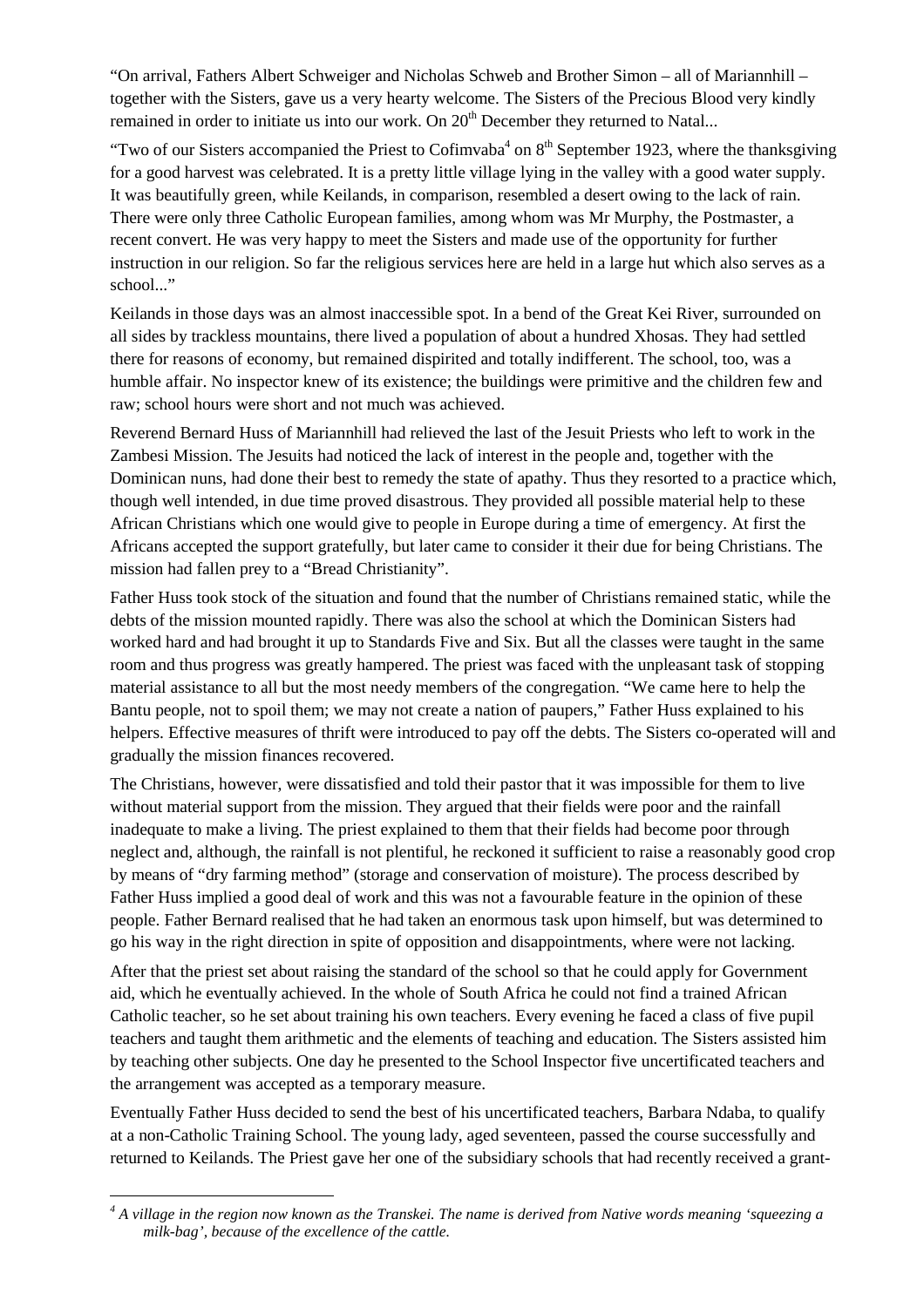"On arrival, Fathers Albert Schweiger and Nicholas Schweb and Brother Simon – all of Mariannhill – together with the Sisters, gave us a very hearty welcome. The Sisters of the Precious Blood very kindly remained in order to initiate us into our work. On 20th December they returned to Natal...

"Two of our Sisters accompanied the Priest to Cofimvaba[4] on 8th September 1923, where the thanksgiving for a good harvest was celebrated. It is a pretty little village lying in the valley with a good water supply. It was beautifully green, while Keilands, in comparison, resembled a desert owing to the lack of rain. There were only three Catholic European families, among whom was Mr Murphy, the Postmaster, a recent convert. He was very happy to meet the Sisters and made use of the opportunity for further instruction in our religion. So far the religious services here are held in a large hut which also serves as a school..."

Keilands in those days was an almost inaccessible spot. In a bend of the Great Kei River, surrounded on all sides by trackless mountains, there lived a population of about a hundred Xhosas. They had settled there for reasons of economy, but remained dispirited and totally indifferent. The school, too, was a humble affair. No inspector knew of its existence; the buildings were primitive and the children few and raw; school hours were short and not much was achieved.

Reverend Bernard Huss of Mariannhill had relieved the last of the Jesuit Priests who left to work in the Zambesi Mission. The Jesuits had noticed the lack of interest in the people and, together with the Dominican nuns, had done their best to remedy the state of apathy. Thus they resorted to a practice which, though well intended, in due time proved disastrous. They provided all possible material help to these African Christians which one would give to people in Europe during a time of emergency. At first the Africans accepted the support gratefully, but later came to consider it their due for being Christians. The mission had fallen prey to a "Bread Christianity".

Father Huss took stock of the situation and found that the number of Christians remained static, while the debts of the mission mounted rapidly. There was also the school at which the Dominican Sisters had worked hard and had brought it up to Standards Five and Six. But all the classes were taught in the same room and thus progress was greatly hampered. The priest was faced with the unpleasant task of stopping material assistance to all but the most needy members of the congregation. "We came here to help the Bantu people, not to spoil them; we may not create a nation of paupers," Father Huss explained to his helpers. Effective measures of thrift were introduced to pay off the debts. The Sisters co-operated will and gradually the mission finances recovered.

The Christians, however, were dissatisfied and told their pastor that it was impossible for them to live without material support from the mission. They argued that their fields were poor and the rainfall inadequate to make a living. The priest explained to them that their fields had become poor through neglect and, although, the rainfall is not plentiful, he reckoned it sufficient to raise a reasonably good crop by means of "dry farming method" (storage and conservation of moisture). The process described by Father Huss implied a good deal of work and this was not a favourable feature in the opinion of these people. Father Bernard realised that he had taken an enormous task upon himself, but was determined to go his way in the right direction in spite of opposition and disappointments, where were not lacking.

After that the priest set about raising the standard of the school so that he could apply for Government aid, which he eventually achieved. In the whole of South Africa he could not find a trained African Catholic teacher, so he set about training his own teachers. Every evening he faced a class of five pupil teachers and taught them arithmetic and the elements of teaching and education. The Sisters assisted him by teaching other subjects. One day he presented to the School Inspector five uncertificated teachers and the arrangement was accepted as a temporary measure.

Eventually Father Huss decided to send the best of his uncertificated teachers, Barbara Ndaba, to qualify at a non-Catholic Training School. The young lady, aged seventeen, passed the course successfully and returned to Keilands. The Priest gave her one of the subsidiary schools that had recently received a grant-

---

[4] *A village in the region now known as the Transkei. The name is derived from Native words meaning 'squeezing a milk-bag', because of the excellence of the cattle.*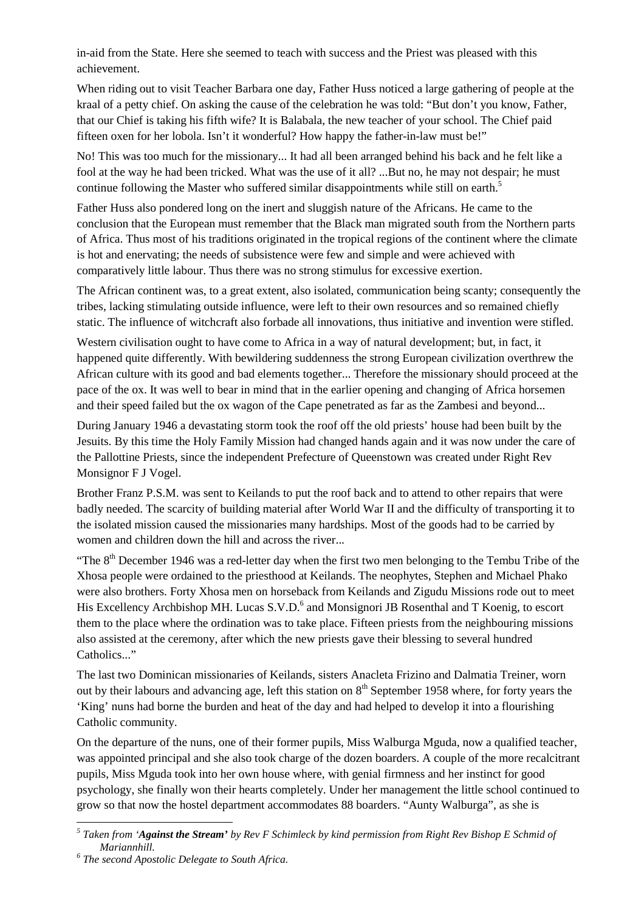in-aid from the State. Here she seemed to teach with success and the Priest was pleased with this achievement.

When riding out to visit Teacher Barbara one day, Father Huss noticed a large gathering of people at the kraal of a petty chief. On asking the cause of the celebration he was told: "But don't you know, Father, that our Chief is taking his fifth wife? It is Balabala, the new teacher of your school. The Chief paid fifteen oxen for her lobola. Isn't it wonderful? How happy the father-in-law must be!"

No! This was too much for the missionary... It had all been arranged behind his back and he felt like a fool at the way he had been tricked. What was the use of it all? ...But no, he may not despair; he must continue following the Master who suffered similar disappointments while still on earth.[5]

Father Huss also pondered long on the inert and sluggish nature of the Africans. He came to the conclusion that the European must remember that the Black man migrated south from the Northern parts of Africa. Thus most of his traditions originated in the tropical regions of the continent where the climate is hot and enervating; the needs of subsistence were few and simple and were achieved with comparatively little labour. Thus there was no strong stimulus for excessive exertion.

The African continent was, to a great extent, also isolated, communication being scanty; consequently the tribes, lacking stimulating outside influence, were left to their own resources and so remained chiefly static. The influence of witchcraft also forbade all innovations, thus initiative and invention were stifled.

Western civilisation ought to have come to Africa in a way of natural development; but, in fact, it happened quite differently. With bewildering suddenness the strong European civilization overthrew the African culture with its good and bad elements together... Therefore the missionary should proceed at the pace of the ox. It was well to bear in mind that in the earlier opening and changing of Africa horsemen and their speed failed but the ox wagon of the Cape penetrated as far as the Zambesi and beyond...

During January 1946 a devastating storm took the roof off the old priests' house had been built by the Jesuits. By this time the Holy Family Mission had changed hands again and it was now under the care of the Pallottine Priests, since the independent Prefecture of Queenstown was created under Right Rev Monsignor F J Vogel.

Brother Franz P.S.M. was sent to Keilands to put the roof back and to attend to other repairs that were badly needed. The scarcity of building material after World War II and the difficulty of transporting it to the isolated mission caused the missionaries many hardships. Most of the goods had to be carried by women and children down the hill and across the river...

"The 8th December 1946 was a red-letter day when the first two men belonging to the Tembu Tribe of the Xhosa people were ordained to the priesthood at Keilands. The neophytes, Stephen and Michael Phako were also brothers. Forty Xhosa men on horseback from Keilands and Zigudu Missions rode out to meet His Excellency Archbishop MH. Lucas S.V.D.[6] and Monsignori JB Rosenthal and T Koenig, to escort them to the place where the ordination was to take place. Fifteen priests from the neighbouring missions also assisted at the ceremony, after which the new priests gave their blessing to several hundred Catholics..."

The last two Dominican missionaries of Keilands, sisters Anacleta Frizino and Dalmatia Treiner, worn out by their labours and advancing age, left this station on 8th September 1958 where, for forty years the 'King' nuns had borne the burden and heat of the day and had helped to develop it into a flourishing Catholic community.

On the departure of the nuns, one of their former pupils, Miss Walburga Mguda, now a qualified teacher, was appointed principal and she also took charge of the dozen boarders. A couple of the more recalcitrant pupils, Miss Mguda took into her own house where, with genial firmness and her instinct for good psychology, she finally won their hearts completely. Under her management the little school continued to grow so that now the hostel department accommodates 88 boarders. "Aunty Walburga", as she is

---

[5] *Taken from '**Against the Stream**' by Rev F Schimleck by kind permission from Right Rev Bishop E Schmid of Mariannhill.*

[6] *The second Apostolic Delegate to South Africa.*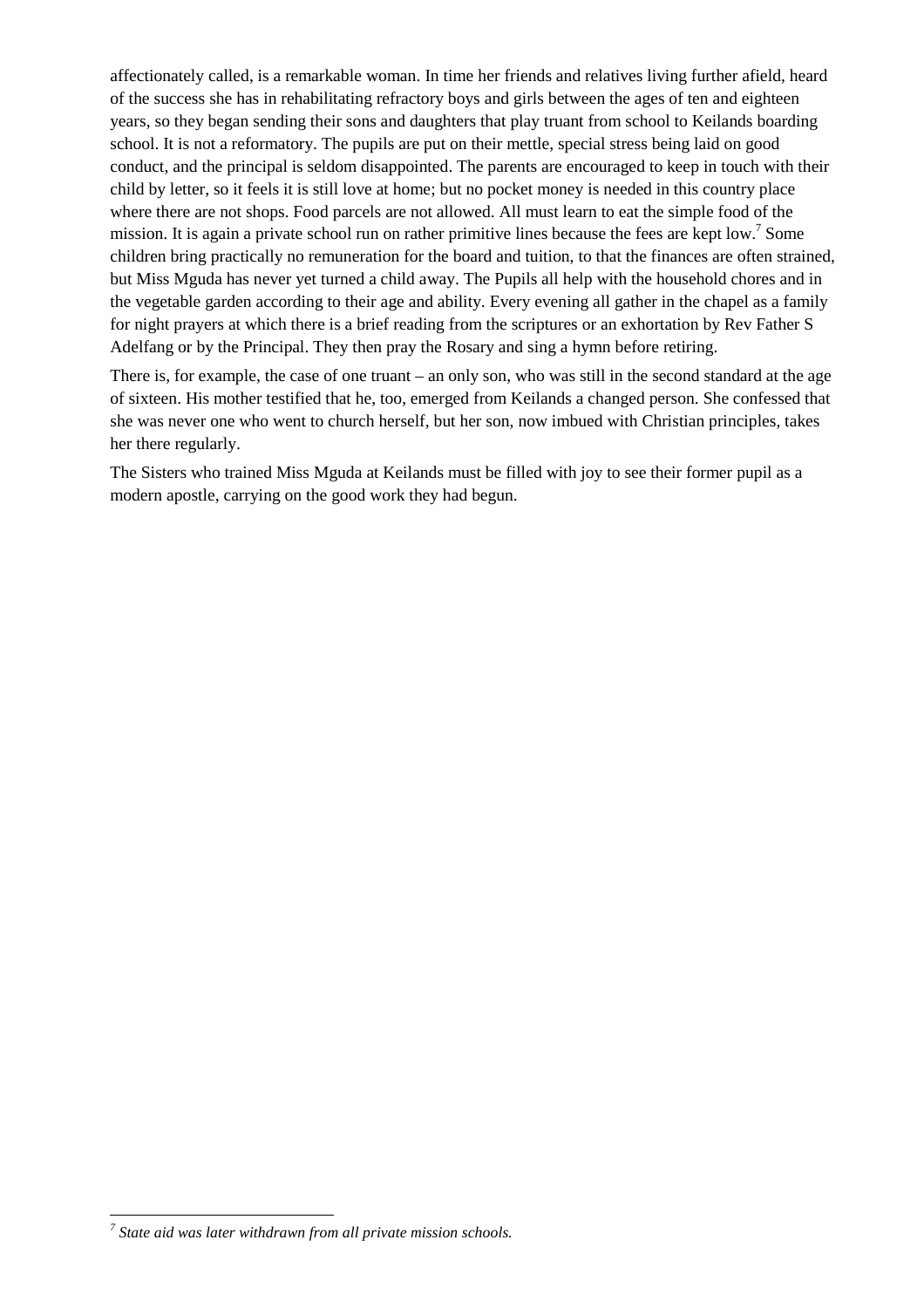affectionately called, is a remarkable woman. In time her friends and relatives living further afield, heard of the success she has in rehabilitating refractory boys and girls between the ages of ten and eighteen years, so they began sending their sons and daughters that play truant from school to Keilands boarding school. It is not a reformatory. The pupils are put on their mettle, special stress being laid on good conduct, and the principal is seldom disappointed. The parents are encouraged to keep in touch with their child by letter, so it feels it is still love at home; but no pocket money is needed in this country place where there are not shops. Food parcels are not allowed. All must learn to eat the simple food of the mission. It is again a private school run on rather primitive lines because the fees are kept low.[7] Some children bring practically no remuneration for the board and tuition, to that the finances are often strained, but Miss Mguda has never yet turned a child away. The Pupils all help with the household chores and in the vegetable garden according to their age and ability. Every evening all gather in the chapel as a family for night prayers at which there is a brief reading from the scriptures or an exhortation by Rev Father S Adelfang or by the Principal. They then pray the Rosary and sing a hymn before retiring.

There is, for example, the case of one truant – an only son, who was still in the second standard at the age of sixteen. His mother testified that he, too, emerged from Keilands a changed person. She confessed that she was never one who went to church herself, but her son, now imbued with Christian principles, takes her there regularly.

The Sisters who trained Miss Mguda at Keilands must be filled with joy to see their former pupil as a modern apostle, carrying on the good work they had begun.

---

[7] *State aid was later withdrawn from all private mission schools.*